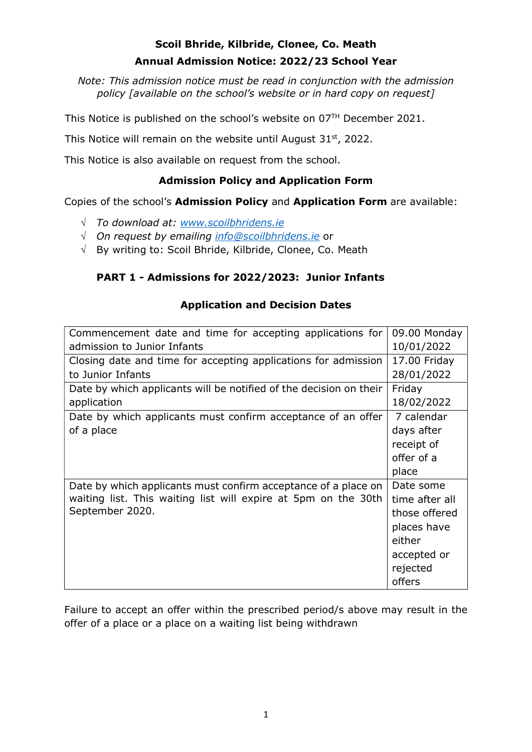# Scoil Bhride, Kilbride, Clonee, Co. Meath

## Annual Admission Notice: 2022/23 School Year

*Note: This admission notice must be read in conjunction with the admission policy [available on the school's website or in hard copy on request]*

This Notice is published on the school's website on 07TH December 2021.

This Notice will remain on the website until August 31st, 2022.

This Notice is also available on request from the school.

### Admission Policy and Application Form

Copies of the school's **Admission Policy** and **Application Form** are available:

- √ *To download at: [www.scoilbhridens.ie](www.scoilbhridens.ie)*
- √ *On request by emailing [info@scoilbhridens.ie](mailto:info@scoilbhridens.ie)* or
- √ By writing to: Scoil Bhride, Kilbride, Clonee, Co. Meath

### PART 1 - Admissions for 2022/2023: Junior Infants

#### Application and Decision Dates

| | |
|---|---|
| Commencement date and time for accepting applications for admission to Junior Infants | 09.00 Monday 10/01/2022 |
| Closing date and time for accepting applications for admission to Junior Infants | 17.00 Friday 28/01/2022 |
| Date by which applicants will be notified of the decision on their application | Friday 18/02/2022 |
| Date by which applicants must confirm acceptance of an offer of a place | 7 calendar days after receipt of offer of a place |
| Date by which applicants must confirm acceptance of a place on waiting list. This waiting list will expire at 5pm on the 30th September 2020. | Date some time after all those offered places have either accepted or rejected offers |

Failure to accept an offer within the prescribed period/s above may result in the offer of a place or a place on a waiting list being withdrawn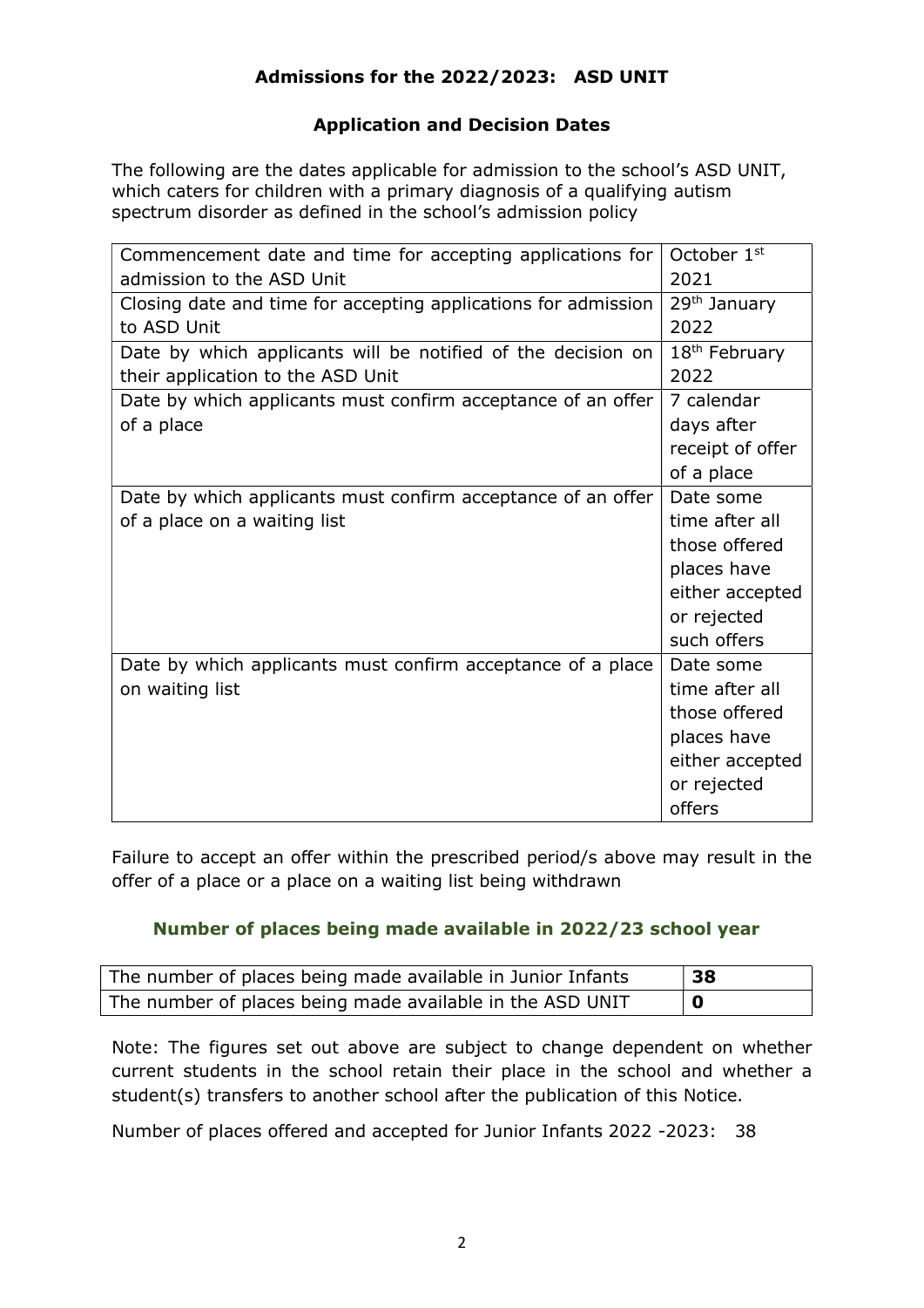## Admissions for the 2022/2023: ASD UNIT

### Application and Decision Dates

The following are the dates applicable for admission to the school's ASD UNIT, which caters for children with a primary diagnosis of a qualifying autism spectrum disorder as defined in the school's admission policy

| | |
|---|---|
| Commencement date and time for accepting applications for admission to the ASD Unit | October 1st 2021 |
| Closing date and time for accepting applications for admission to ASD Unit | 29th January 2022 |
| Date by which applicants will be notified of the decision on their application to the ASD Unit | 18th February 2022 |
| Date by which applicants must confirm acceptance of an offer of a place | 7 calendar days after receipt of offer of a place |
| Date by which applicants must confirm acceptance of an offer of a place on a waiting list | Date some time after all those offered places have either accepted or rejected such offers |
| Date by which applicants must confirm acceptance a place on waiting list | Date some time after all those offered places have either accepted or rejected offers |

Failure to accept an offer within the prescribed period/s above may result in the offer of a place or a place on a waiting list being withdrawn

### Number of places being made available in 2022/23 school year

| | |
|---|---|
| The number of places being made available in Junior Infants | **38** |
| The number of places being made available in the ASD UNIT | **0** |

Note: The figures set out above are subject to change dependent on whether current students in the school retain their place in the school and whether a student(s) transfers to another school after the publication of this Notice.

Number of places offered and accepted for Junior Infants 2022 -2023: 38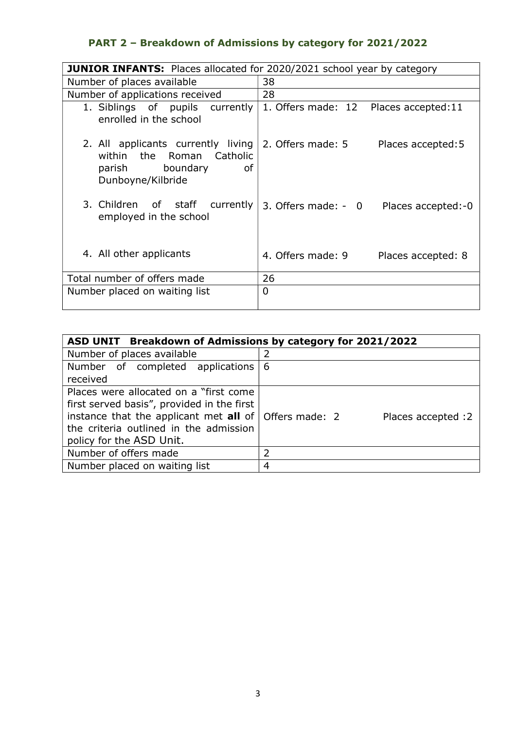## PART 2 – Breakdown of Admissions by category for 2021/2022

| **JUNIOR INFANTS:** Places allocated for 2020/2021 school year by category | |
|---|---|
| Number of places available | 38 |
| Number of applications received | 28 |
| 1. Siblings of pupils currently enrolled in the school | 1. Offers made: 12 Places accepted:11 |
| 2. All applicants currently living within the Roman Catholic parish boundary of Dunboyne/Kilbride | 2. Offers made: 5 Places accepted:5 |
| 3. Children of staff currently employed in the school | 3. Offers made: - 0 Places accepted:-0 |
| 4. All other applicants | 4. Offers made: 9 Places accepted: 8 |
| Total number of offers made | 26 |
| Number placed on waiting list | 0 |

| **ASD UNIT Breakdown of Admissions by category for 2021/2022** | |
|---|---|
| Number of places available | 2 |
| Number of completed applications received | 6 |
| Places were allocated on a "first come first served basis", provided in the first instance that the applicant met **all** of the criteria outlined in the admission policy for the ASD Unit. | Offers made: 2 Places accepted :2 |
| Number of offers made | 2 |
| Number placed on waiting list | 4 |